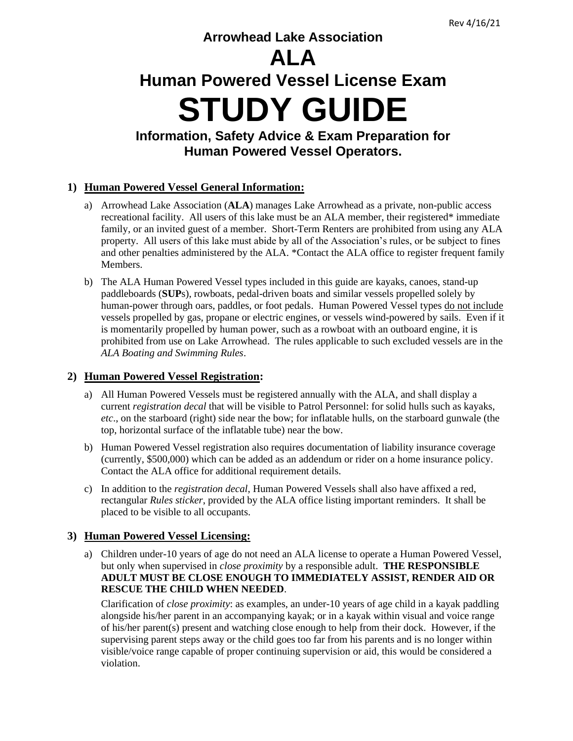Rev 4/16/21

# Arrowhead Lake Association

# ALA

# Human Powered Vessel License Exam

# STUDY GUIDE

## Information, Safety Advice & Exam Preparation for Human Powered Vessel Operators.

### 1) Human Powered Vessel General Information:

a) Arrowhead Lake Association (**ALA**) manages Lake Arrowhead as a private, non-public access recreational facility. All users of this lake must be an ALA member, their registered* immediate family, or an invited guest of a member. Short-Term Renters are prohibited from using any ALA property. All users of this lake must abide by all of the Association's rules, or be subject to fines and other penalties administered by the ALA. *Contact the ALA office to register frequent family Members.

b) The ALA Human Powered Vessel types included in this guide are kayaks, canoes, stand-up paddleboards (**SUP**s), rowboats, pedal-driven boats and similar vessels propelled solely by human-power through oars, paddles, or foot pedals. Human Powered Vessel types <u>do not include</u> vessels propelled by gas, propane or electric engines, or vessels wind-powered by sails. Even if it is momentarily propelled by human power, such as a rowboat with an outboard engine, it is prohibited from use on Lake Arrowhead. The rules applicable to such excluded vessels are in the *ALA Boating and Swimming Rules*.

### 2) Human Powered Vessel Registration:

a) All Human Powered Vessels must be registered annually with the ALA, and shall display a current *registration decal* that will be visible to Patrol Personnel: for solid hulls such as kayaks, *etc*., on the starboard (right) side near the bow; for inflatable hulls, on the starboard gunwale (the top, horizontal surface of the inflatable tube) near the bow.

b) Human Powered Vessel registration also requires documentation of liability insurance coverage (currently, $500,000) which can be added as an addendum or rider on a home insurance policy. Contact the ALA office for additional requirement details.

c) In addition to the *registration decal*, Human Powered Vessels shall also have affixed a red, rectangular *Rules sticker*, provided by the ALA office listing important reminders. It shall be placed to be visible to all occupants.

### 3) Human Powered Vessel Licensing:

a) Children under-10 years of age do not need an ALA license to operate a Human Powered Vessel, but only when supervised in *close proximity* by a responsible adult. **THE RESPONSIBLE ADULT MUST BE CLOSE ENOUGH TO IMMEDIATELY ASSIST, RENDER AID OR RESCUE THE CHILD WHEN NEEDED**.

Clarification of *close proximity*: as examples, an under-10 years of age child in a kayak paddling alongside his/her parent in an accompanying kayak; or in a kayak within visual and voice range of his/her parent(s) present and watching close enough to help from their dock. However, if the supervising parent steps away or the child goes too far from his parents and is no longer within visible/voice range capable of proper continuing supervision or aid, this would be considered a violation.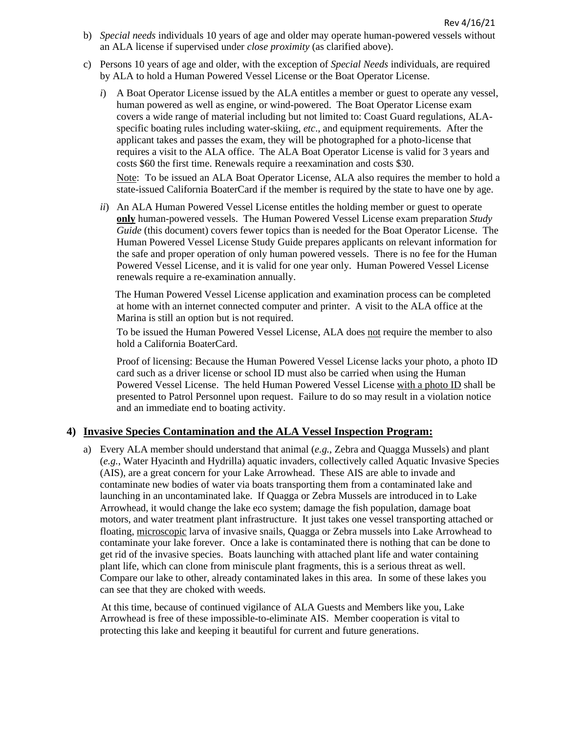b) *Special needs* individuals 10 years of age and older may operate human-powered vessels without an ALA license if supervised under *close proximity* (as clarified above).

c) Persons 10 years of age and older, with the exception of *Special Needs* individuals, are required by ALA to hold a Human Powered Vessel License or the Boat Operator License.

*i*) A Boat Operator License issued by the ALA entitles a member or guest to operate any vessel, human powered as well as engine, or wind-powered. The Boat Operator License exam covers a wide range of material including but not limited to: Coast Guard regulations, ALA-specific boating rules including water-skiing, *etc*., and equipment requirements. After the applicant takes and passes the exam, they will be photographed for a photo-license that requires a visit to the ALA office. The ALA Boat Operator License is valid for 3 years and costs $60 the first time. Renewals require a reexamination and costs $30.

<u>Note</u>: To be issued an ALA Boat Operator License, ALA also requires the member to hold a state-issued California BoaterCard if the member is required by the state to have one by age.

*ii*) An ALA Human Powered Vessel License entitles the holding member or guest to operate **<u>only</u>** human-powered vessels. The Human Powered Vessel License exam preparation *Study Guide* (this document) covers fewer topics than is needed for the Boat Operator License. The Human Powered Vessel License Study Guide prepares applicants on relevant information for the safe and proper operation of only human powered vessels. There is no fee for the Human Powered Vessel License, and it is valid for one year only. Human Powered Vessel License renewals require a re-examination annually.

The Human Powered Vessel License application and examination process can be completed at home with an internet connected computer and printer. A visit to the ALA office at the Marina is still an option but is not required.

To be issued the Human Powered Vessel License, ALA does <u>not</u> require the member to also hold a California BoaterCard.

Proof of licensing: Because the Human Powered Vessel License lacks your photo, a photo ID card such as a driver license or school ID must also be carried when using the Human Powered Vessel License. The held Human Powered Vessel License <u>with a photo ID</u> shall be presented to Patrol Personnel upon request. Failure to do so may result in a violation notice and an immediate end to boating activity.

## 4) <u>Invasive Species Contamination and the ALA Vessel Inspection Program:</u>

a) Every ALA member should understand that animal (*e.g.*, Zebra and Quagga Mussels) and plant (*e.g.*, Water Hyacinth and Hydrilla) aquatic invaders, collectively called Aquatic Invasive Species (AIS), are a great concern for your Lake Arrowhead. These AIS are able to invade and contaminate new bodies of water via boats transporting them from a contaminated lake and launching in an uncontaminated lake. If Quagga or Zebra Mussels are introduced in to Lake Arrowhead, it would change the lake eco system; damage the fish population, damage boat motors, and water treatment plant infrastructure. It just takes one vessel transporting attached or floating, <u>microscopic</u> larva of invasive snails, Quagga or Zebra mussels into Lake Arrowhead to contaminate your lake forever. Once a lake is contaminated there is nothing that can be done to get rid of the invasive species. Boats launching with attached plant life and water containing plant life, which can clone from miniscule plant fragments, this is a serious threat as well. Compare our lake to other, already contaminated lakes in this area. In some of these lakes you can see that they are choked with weeds.

At this time, because of continued vigilance of ALA Guests and Members like you, Lake Arrowhead is free of these impossible-to-eliminate AIS. Member cooperation is vital to protecting this lake and keeping it beautiful for current and future generations.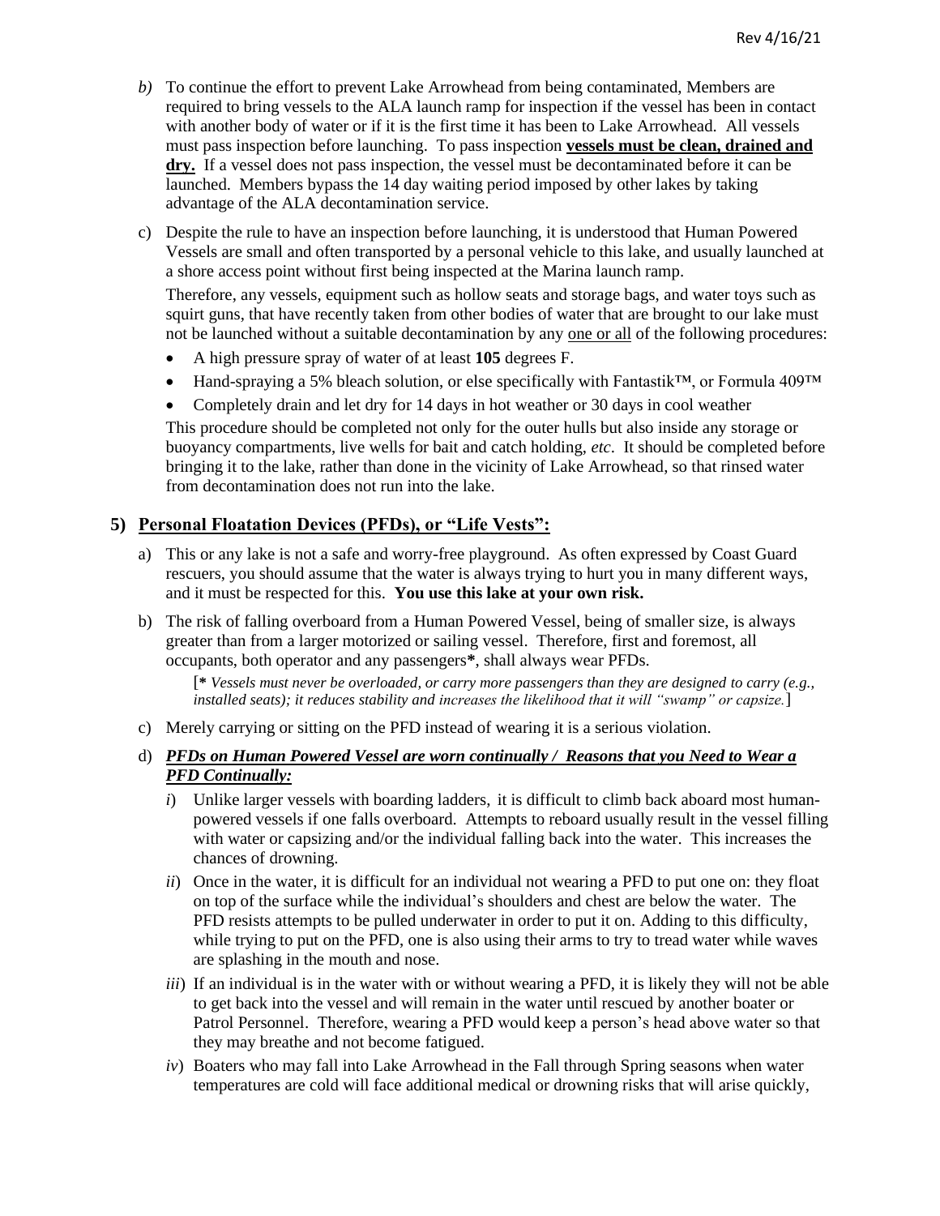*b)* To continue the effort to prevent Lake Arrowhead from being contaminated, Members are required to bring vessels to the ALA launch ramp for inspection if the vessel has been in contact with another body of water or if it is the first time it has been to Lake Arrowhead. All vessels must pass inspection before launching. To pass inspection **vessels must be clean, drained and dry.** If a vessel does not pass inspection, the vessel must be decontaminated before it can be launched. Members bypass the 14 day waiting period imposed by other lakes by taking advantage of the ALA decontamination service.

c) Despite the rule to have an inspection before launching, it is understood that Human Powered Vessels are small and often transported by a personal vehicle to this lake, and usually launched at a shore access point without first being inspected at the Marina launch ramp.

Therefore, any vessels, equipment such as hollow seats and storage bags, and water toys such as squirt guns, that have recently taken from other bodies of water that are brought to our lake must not be launched without a suitable decontamination by any one or all of the following procedures:

- A high pressure spray of water of at least **105** degrees F.
- Hand-spraying a 5% bleach solution, or else specifically with Fantastik™, or Formula 409™
- Completely drain and let dry for 14 days in hot weather or 30 days in cool weather

This procedure should be completed not only for the outer hulls but also inside any storage or buoyancy compartments, live wells for bait and catch holding, *etc*. It should be completed before bringing it to the lake, rather than done in the vicinity of Lake Arrowhead, so that rinsed water from decontamination does not run into the lake.

## 5) Personal Floatation Devices (PFDs), or "Life Vests":

a) This or any lake is not a safe and worry-free playground. As often expressed by Coast Guard rescuers, you should assume that the water is always trying to hurt you in many different ways, and it must be respected for this. **You use this lake at your own risk.**

b) The risk of falling overboard from a Human Powered Vessel, being of smaller size, is always greater than from a larger motorized or sailing vessel. Therefore, first and foremost, all occupants, both operator and any passengers**\***, shall always wear PFDs.

[***** *Vessels must never be overloaded, or carry more passengers than they are designed to carry (e.g., installed seats); it reduces stability and increases the likelihood that it will "swamp" or capsize.*]

c) Merely carrying or sitting on the PFD instead of wearing it is a serious violation.

d) ***PFDs on Human Powered Vessel are worn continually / Reasons that you Need to Wear a PFD Continually:***

*i*) Unlike larger vessels with boarding ladders, it is difficult to climb back aboard most human-powered vessels if one falls overboard. Attempts to reboard usually result in the vessel filling with water or capsizing and/or the individual falling back into the water. This increases the chances of drowning.

*ii*) Once in the water, it is difficult for an individual not wearing a PFD to put one on: they float on top of the surface while the individual's shoulders and chest are below the water. The PFD resists attempts to be pulled underwater in order to put it on. Adding to this difficulty, while trying to put on the PFD, one is also using their arms to try to tread water while waves are splashing in the mouth and nose.

*iii*) If an individual is in the water with or without wearing a PFD, it is likely they will not be able to get back into the vessel and will remain in the water until rescued by another boater or Patrol Personnel. Therefore, wearing a PFD would keep a person's head above water so that they may breathe and not become fatigued.

*iv*) Boaters who may fall into Lake Arrowhead in the Fall through Spring seasons when water temperatures are cold will face additional medical or drowning risks that will arise quickly,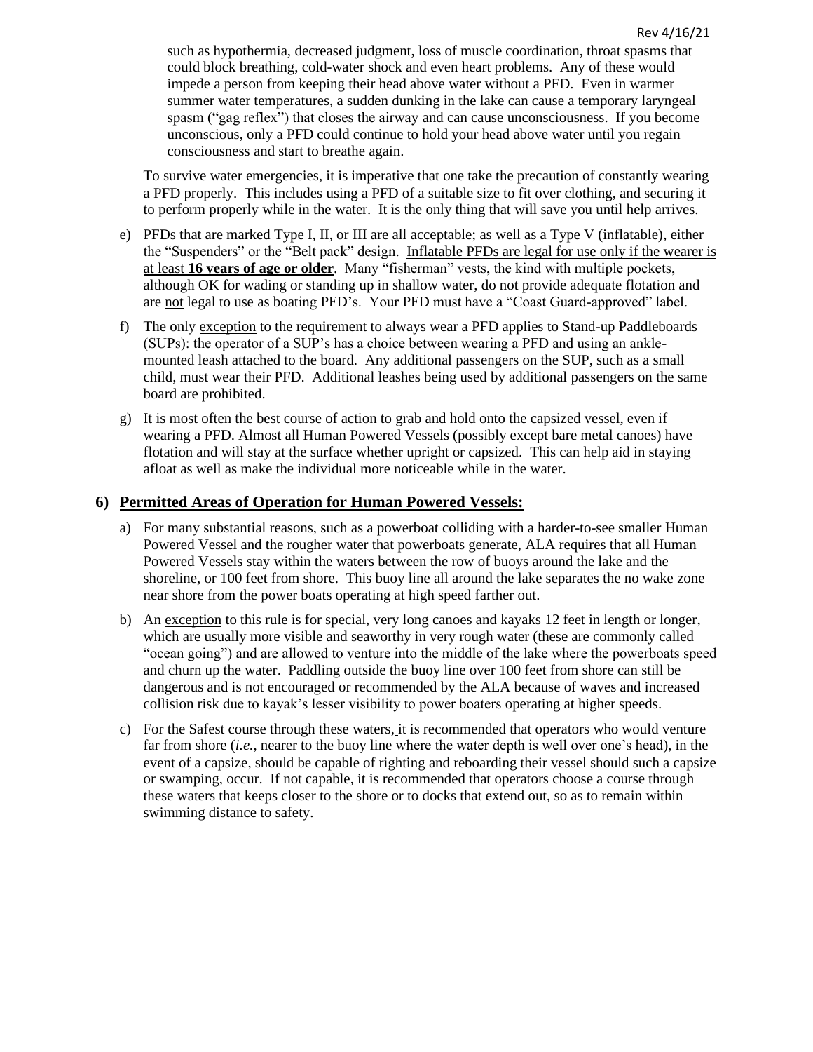such as hypothermia, decreased judgment, loss of muscle coordination, throat spasms that could block breathing, cold-water shock and even heart problems. Any of these would impede a person from keeping their head above water without a PFD. Even in warmer summer water temperatures, a sudden dunking in the lake can cause a temporary laryngeal spasm ("gag reflex") that closes the airway and can cause unconsciousness. If you become unconscious, only a PFD could continue to hold your head above water until you regain consciousness and start to breathe again.

To survive water emergencies, it is imperative that one take the precaution of constantly wearing a PFD properly. This includes using a PFD of a suitable size to fit over clothing, and securing it to perform properly while in the water. It is the only thing that will save you until help arrives.

e) PFDs that are marked Type I, II, or III are all acceptable; as well as a Type V (inflatable), either the "Suspenders" or the "Belt pack" design. <u>Inflatable PFDs are legal for use only if the wearer is at least **16 years of age or older**</u>. Many "fisherman" vests, the kind with multiple pockets, although OK for wading or standing up in shallow water, do not provide adequate flotation and are <u>not</u> legal to use as boating PFD's. Your PFD must have a "Coast Guard-approved" label.

f) The only <u>exception</u> to the requirement to always wear a PFD applies to Stand-up Paddleboards (SUPs): the operator of a SUP's has a choice between wearing a PFD and using an ankle-mounted leash attached to the board. Any additional passengers on the SUP, such as a small child, must wear their PFD. Additional leashes being used by additional passengers on the same board are prohibited.

g) It is most often the best course of action to grab and hold onto the capsized vessel, even if wearing a PFD. Almost all Human Powered Vessels (possibly except bare metal canoes) have flotation and will stay at the surface whether upright or capsized. This can help aid in staying afloat as well as make the individual more noticeable while in the water.

## 6) Permitted Areas of Operation for Human Powered Vessels:

a) For many substantial reasons, such as a powerboat colliding with a harder-to-see smaller Human Powered Vessel and the rougher water that powerboats generate, ALA requires that all Human Powered Vessels stay within the waters between the row of buoys around the lake and the shoreline, or 100 feet from shore. This buoy line all around the lake separates the no wake zone near shore from the power boats operating at high speed farther out.

b) An <u>exception</u> to this rule is for special, very long canoes and kayaks 12 feet in length or longer, which are usually more visible and seaworthy in very rough water (these are commonly called "ocean going") and are allowed to venture into the middle of the lake where the powerboats speed and churn up the water. Paddling outside the buoy line over 100 feet from shore can still be dangerous and is not encouraged or recommended by the ALA because of waves and increased collision risk due to kayak's lesser visibility to power boaters operating at higher speeds.

c) For the Safest course through these waters, it is recommended that operators who would venture far from shore (*i.e.*, nearer to the buoy line where the water depth is well over one's head), in the event of a capsize, should be capable of righting and reboarding their vessel should such a capsize or swamping, occur. If not capable, it is recommended that operators choose a course through these waters that keeps closer to the shore or to docks that extend out, so as to remain within swimming distance to safety.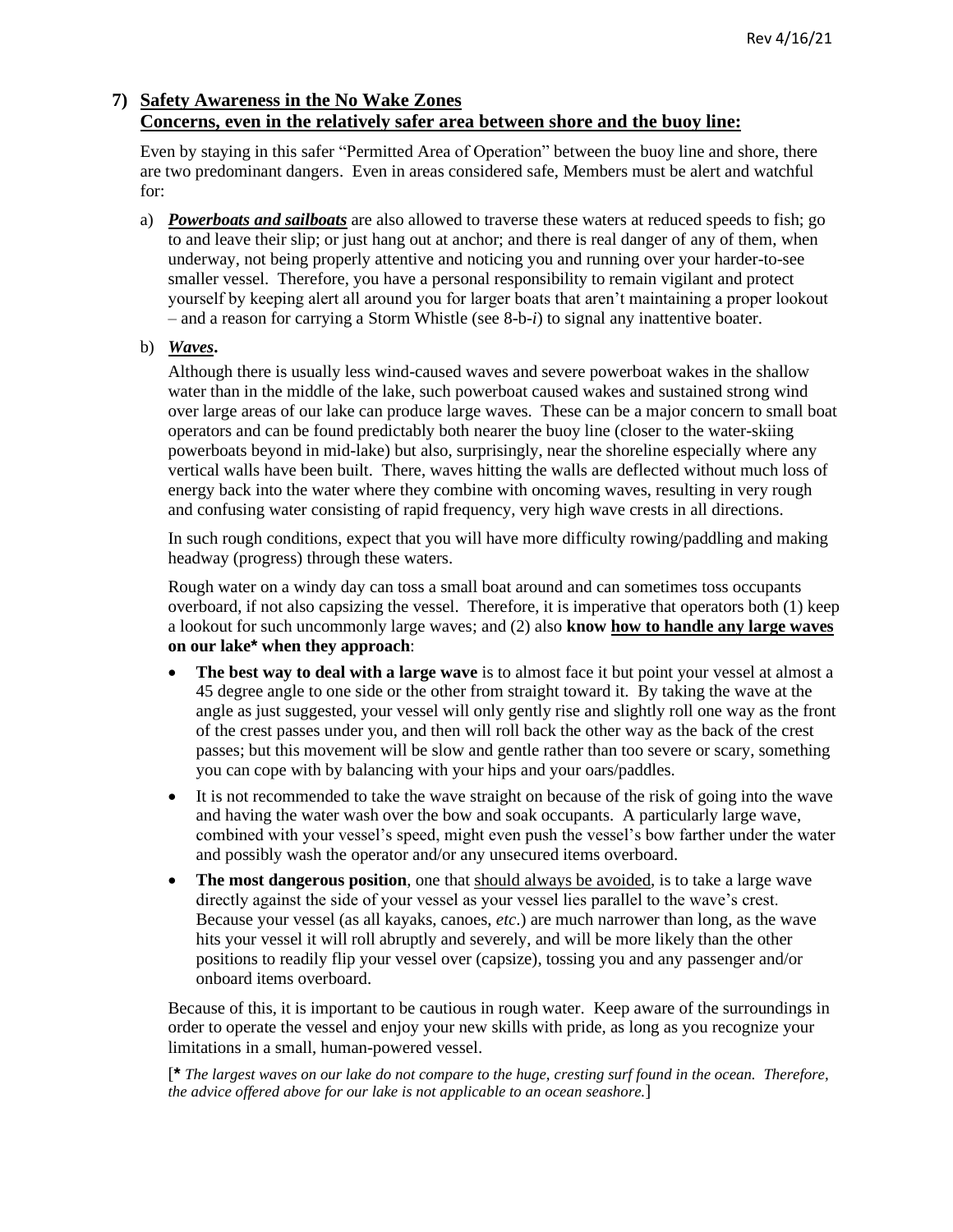## 7) Safety Awareness in the No Wake Zones
## Concerns, even in the relatively safer area between shore and the buoy line:

Even by staying in this safer "Permitted Area of Operation" between the buoy line and shore, there are two predominant dangers. Even in areas considered safe, Members must be alert and watchful for:

a) ***Powerboats and sailboats*** are also allowed to traverse these waters at reduced speeds to fish; go to and leave their slip; or just hang out at anchor; and there is real danger of any of them, when underway, not being properly attentive and noticing you and running over your harder-to-see smaller vessel. Therefore, you have a personal responsibility to remain vigilant and protect yourself by keeping alert all around you for larger boats that aren't maintaining a proper lookout – and a reason for carrying a Storm Whistle (see 8-b-*i*) to signal any inattentive boater.

b) ***Waves*.**

Although there is usually less wind-caused waves and severe powerboat wakes in the shallow water than in the middle of the lake, such powerboat caused wakes and sustained strong wind over large areas of our lake can produce large waves. These can be a major concern to small boat operators and can be found predictably both nearer the buoy line (closer to the water-skiing powerboats beyond in mid-lake) but also, surprisingly, near the shoreline especially where any vertical walls have been built. There, waves hitting the walls are deflected without much loss of energy back into the water where they combine with oncoming waves, resulting in very rough and confusing water consisting of rapid frequency, very high wave crests in all directions.

In such rough conditions, expect that you will have more difficulty rowing/paddling and making headway (progress) through these waters.

Rough water on a windy day can toss a small boat around and can sometimes toss occupants overboard, if not also capsizing the vessel. Therefore, it is imperative that operators both (1) keep a lookout for such uncommonly large waves; and (2) also **know how to handle any large waves on our lake* when they approach**:

- **The best way to deal with a large wave** is to almost face it but point your vessel at almost a 45 degree angle to one side or the other from straight toward it. By taking the wave at the angle as just suggested, your vessel will only gently rise and slightly roll one way as the front of the crest passes under you, and then will roll back the other way as the back of the crest passes; but this movement will be slow and gentle rather than too severe or scary, something you can cope with by balancing with your hips and your oars/paddles.
- It is not recommended to take the wave straight on because of the risk of going into the wave and having the water wash over the bow and soak occupants. A particularly large wave, combined with your vessel's speed, might even push the vessel's bow farther under the water and possibly wash the operator and/or any unsecured items overboard.
- **The most dangerous position**, one that should always be avoided, is to take a large wave directly against the side of your vessel as your vessel lies parallel to the wave's crest. Because your vessel (as all kayaks, canoes, *etc*.) are much narrower than long, as the wave hits your vessel it will roll abruptly and severely, and will be more likely than the other positions to readily flip your vessel over (capsize), tossing you and any passenger and/or onboard items overboard.

Because of this, it is important to be cautious in rough water. Keep aware of the surroundings in order to operate the vessel and enjoy your new skills with pride, as long as you recognize your limitations in a small, human-powered vessel.

[***** *The largest waves on our lake do not compare to the huge, cresting surf found in the ocean. Therefore, the advice offered above for our lake is not applicable to an ocean seashore.*]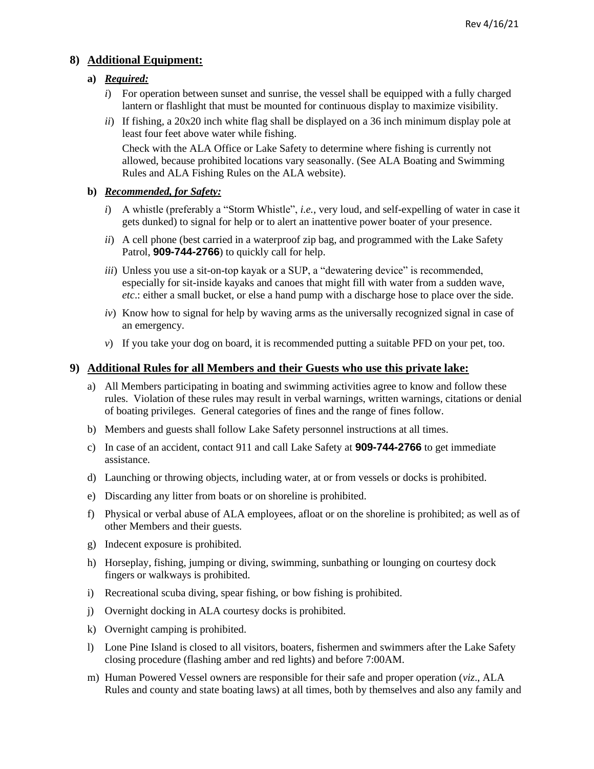## 8) Additional Equipment:

**a)** ***Required:***

*i*) For operation between sunset and sunrise, the vessel shall be equipped with a fully charged lantern or flashlight that must be mounted for continuous display to maximize visibility.

*ii*) If fishing, a 20x20 inch white flag shall be displayed on a 36 inch minimum display pole at least four feet above water while fishing.

Check with the ALA Office or Lake Safety to determine where fishing is currently not allowed, because prohibited locations vary seasonally. (See ALA Boating and Swimming Rules and ALA Fishing Rules on the ALA website).

**b)** ***Recommended, for Safety:***

*i*) A whistle (preferably a "Storm Whistle", *i.e.*, very loud, and self-expelling of water in case it gets dunked) to signal for help or to alert an inattentive power boater of your presence.

*ii*) A cell phone (best carried in a waterproof zip bag, and programmed with the Lake Safety Patrol, **909-744-2766**) to quickly call for help.

*iii*) Unless you use a sit-on-top kayak or a SUP, a "dewatering device" is recommended, especially for sit-inside kayaks and canoes that might fill with water from a sudden wave, *etc*.: either a small bucket, or else a hand pump with a discharge hose to place over the side.

*iv*) Know how to signal for help by waving arms as the universally recognized signal in case of an emergency.

*v*) If you take your dog on board, it is recommended putting a suitable PFD on your pet, too.

## 9) Additional Rules for all Members and their Guests who use this private lake:

a) All Members participating in boating and swimming activities agree to know and follow these rules. Violation of these rules may result in verbal warnings, written warnings, citations or denial of boating privileges. General categories of fines and the range of fines follow.

b) Members and guests shall follow Lake Safety personnel instructions at all times.

c) In case of an accident, contact 911 and call Lake Safety at **909-744-2766** to get immediate assistance.

d) Launching or throwing objects, including water, at or from vessels or docks is prohibited.

e) Discarding any litter from boats or on shoreline is prohibited.

f) Physical or verbal abuse of ALA employees, afloat or on the shoreline is prohibited; as well as of other Members and their guests.

g) Indecent exposure is prohibited.

h) Horseplay, fishing, jumping or diving, swimming, sunbathing or lounging on courtesy dock fingers or walkways is prohibited.

i) Recreational scuba diving, spear fishing, or bow fishing is prohibited.

j) Overnight docking in ALA courtesy docks is prohibited.

k) Overnight camping is prohibited.

l) Lone Pine Island is closed to all visitors, boaters, fishermen and swimmers after the Lake Safety closing procedure (flashing amber and red lights) and before 7:00AM.

m) Human Powered Vessel owners are responsible for their safe and proper operation (*viz*., ALA Rules and county and state boating laws) at all times, both by themselves and also any family and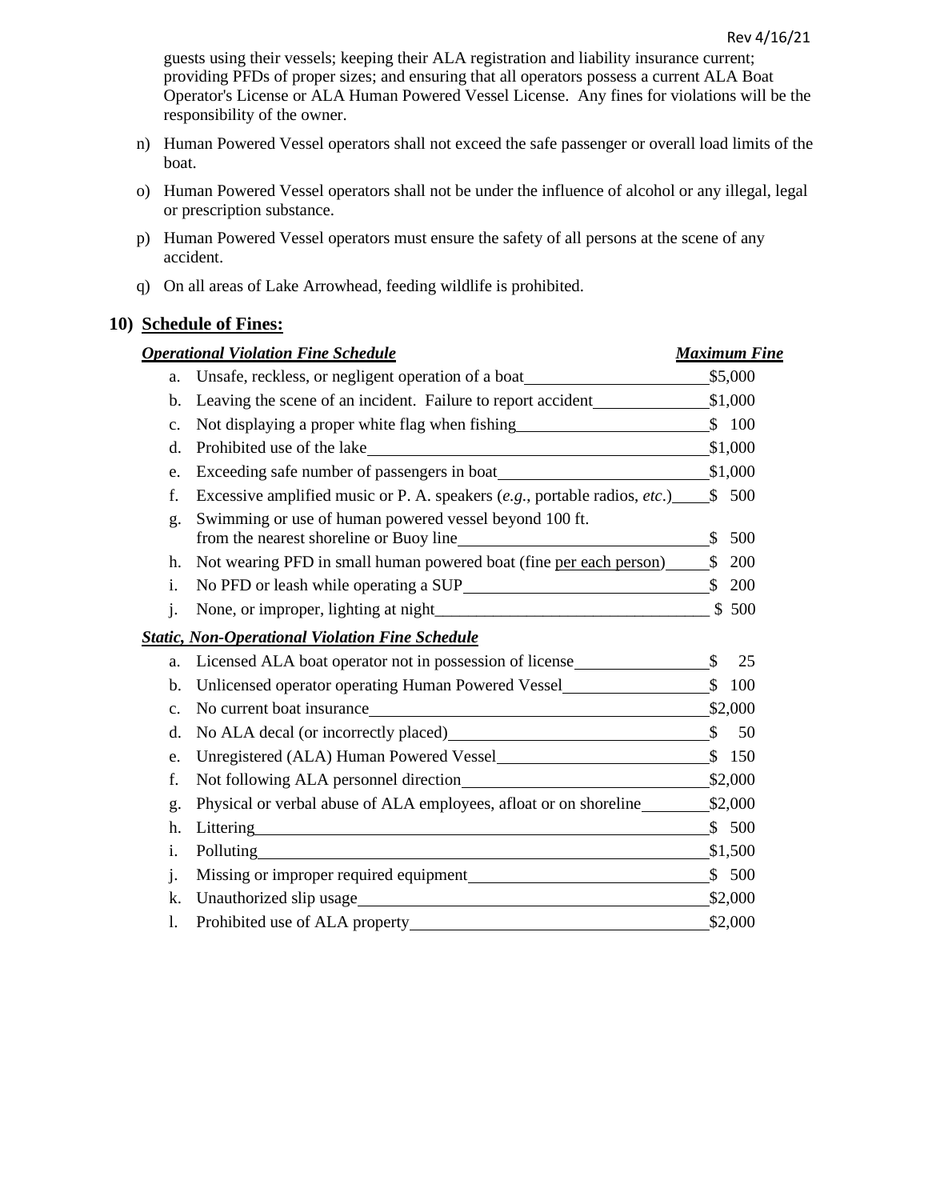guests using their vessels; keeping their ALA registration and liability insurance current; providing PFDs of proper sizes; and ensuring that all operators possess a current ALA Boat Operator's License or ALA Human Powered Vessel License. Any fines for violations will be the responsibility of the owner.

n) Human Powered Vessel operators shall not exceed the safe passenger or overall load limits of the boat.

o) Human Powered Vessel operators shall not be under the influence of alcohol or any illegal, legal or prescription substance.

p) Human Powered Vessel operators must ensure the safety of all persons at the scene of any accident.

q) On all areas of Lake Arrowhead, feeding wildlife is prohibited.

## 10) Schedule of Fines:

| | ***Operational Violation Fine Schedule*** | ***Maximum Fine*** |
|---|---|---|
| a. | Unsafe, reckless, or negligent operation of a boat | $5,000 |
| b. | Leaving the scene of an incident. Failure to report accident | $1,000 |
| c. | Not displaying a proper white flag when fishing | $ 100 |
| d. | Prohibited use of the lake | $1,000 |
| e. | Exceeding safe number of passengers in boat | $1,000 |
| f. | Excessive amplified music or P. A. speakers (*e.g.*, portable radios, *etc*.) | $ 500 |
| g. | Swimming or use of human powered vessel beyond 100 ft. from the nearest shoreline or Buoy line | $ 500 |
| h. | Not wearing PFD in small human powered boat (fine per each person) | $ 200 |
| i. | No PFD or leash while operating a SUP | $ 200 |
| j. | None, or improper, lighting at night | $ 500 |

| | ***Static, Non-Operational Violation Fine Schedule*** | |
|---|---|---|
| a. | Licensed ALA boat operator not in possession of license | $ 25 |
| b. | Unlicensed operator operating Human Powered Vessel | $ 100 |
| c. | No current boat insurance | $2,000 |
| d. | No ALA decal (or incorrectly placed) | $ 50 |
| e. | Unregistered (ALA) Human Powered Vessel | $ 150 |
| f. | Not following ALA personnel direction | $2,000 |
| g. | Physical or verbal abuse of ALA employees, afloat or on shoreline | $2,000 |
| h. | Littering | $ 500 |
| i. | Polluting | $1,500 |
| j. | Missing or improper required equipment | $ 500 |
| k. | Unauthorized slip usage | $2,000 |
| l. | Prohibited use of ALA property | $2,000 |